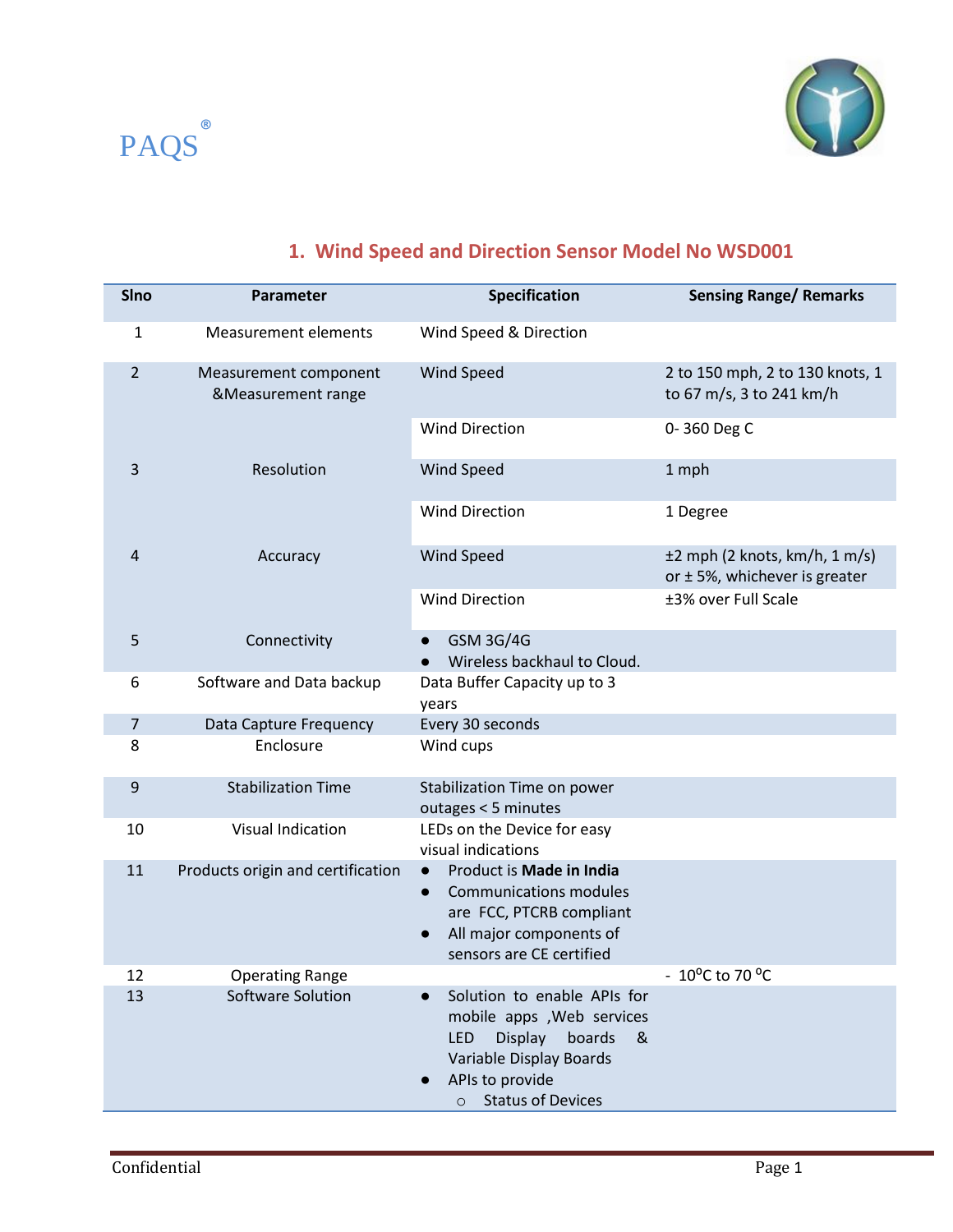PAQS®

## 1. Wind Speed and Direction Sensor Model No WSD001

| Slno | Parameter | Specification | Sensing Range/ Remarks |
|---|---|---|---|
| 1 | Measurement elements | Wind Speed & Direction | |
| 2 | Measurement component &Measurement range | Wind Speed | 2 to 150 mph, 2 to 130 knots, 1 to 67 m/s, 3 to 241 km/h |
| | | Wind Direction | 0- 360 Deg C |
| 3 | Resolution | Wind Speed | 1 mph |
| | | Wind Direction | 1 Degree |
| 4 | Accuracy | Wind Speed | ±2 mph (2 knots, km/h, 1 m/s) or ± 5%, whichever is greater |
| | | Wind Direction | ±3% over Full Scale |
| 5 | Connectivity | • GSM 3G/4G<br>• Wireless backhaul to Cloud. | |
| 6 | Software and Data backup | Data Buffer Capacity up to 3 years | |
| 7 | Data Capture Frequency | Every 30 seconds | |
| 8 | Enclosure | Wind cups | |
| 9 | Stabilization Time | Stabilization Time on power outages < 5 minutes | |
| 10 | Visual Indication | LEDs on the Device for easy visual indications | |
| 11 | Products origin and certification | • Product is **Made in India**<br>• Communications modules are FCC, PTCRB compliant<br>• All major components of sensors are CE certified | |
| 12 | Operating Range | | - 10°C to 70 °C |
| 13 | Software Solution | • Solution to enable APIs for mobile apps ,Web services LED Display boards & Variable Display Boards<br>• APIs to provide<br>  ○ Status of Devices | |

Confidential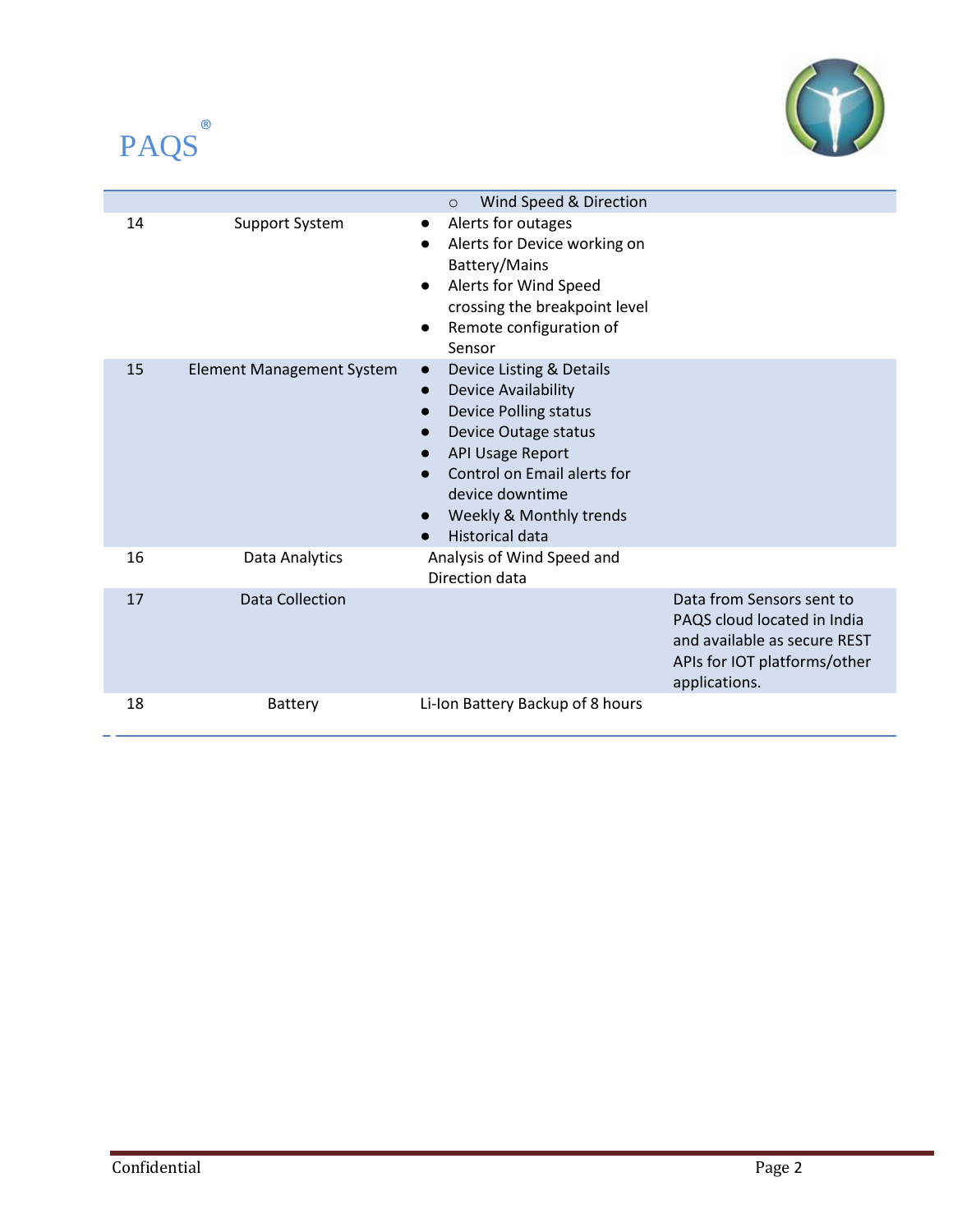| | | | |
|---|---|---|---|
| | | ○ Wind Speed & Direction | |
| 14 | Support System | • Alerts for outages<br>• Alerts for Device working on Battery/Mains<br>• Alerts for Wind Speed crossing the breakpoint level<br>• Remote configuration of Sensor | |
| 15 | Element Management System | • Device Listing & Details<br>• Device Availability<br>• Device Polling status<br>• Device Outage status<br>• API Usage Report<br>• Control on Email alerts for device downtime<br>• Weekly & Monthly trends<br>• Historical data | |
| 16 | Data Analytics | Analysis of Wind Speed and Direction data | |
| 17 | Data Collection | | Data from Sensors sent to PAQS cloud located in India and available as secure REST APIs for IOT platforms/other applications. |
| 18 | Battery | Li-Ion Battery Backup of 8 hours | |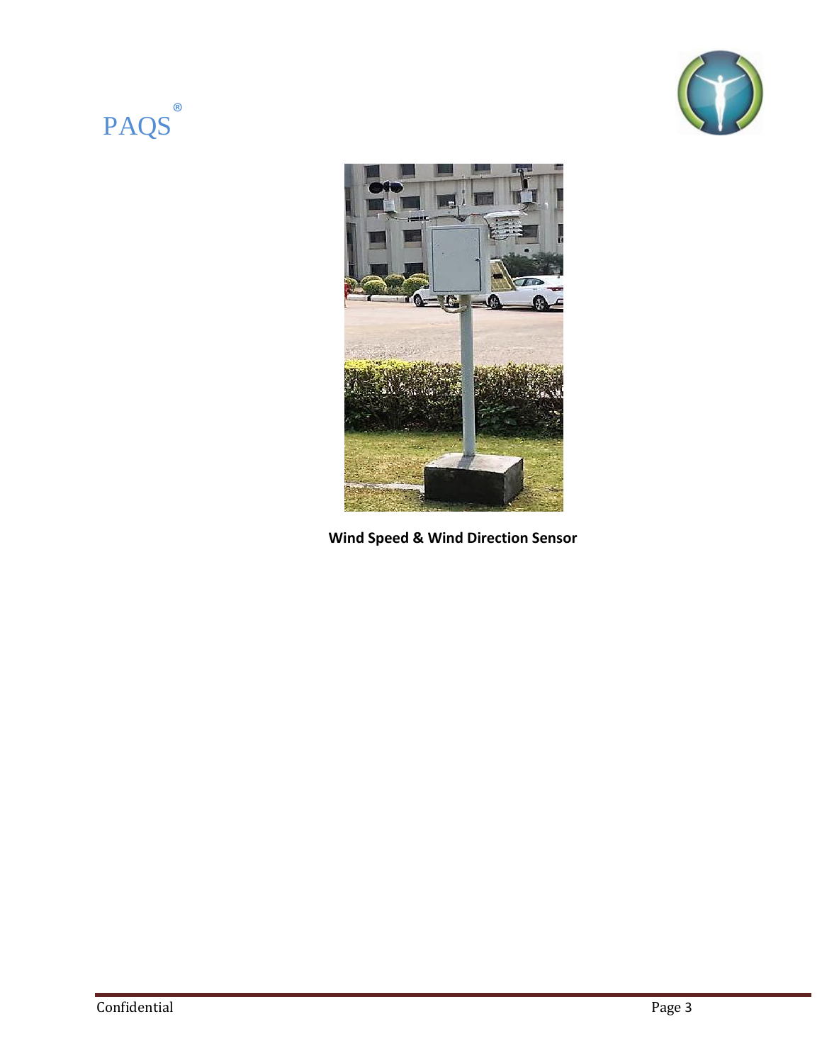**Wind Speed & Wind Direction Sensor**